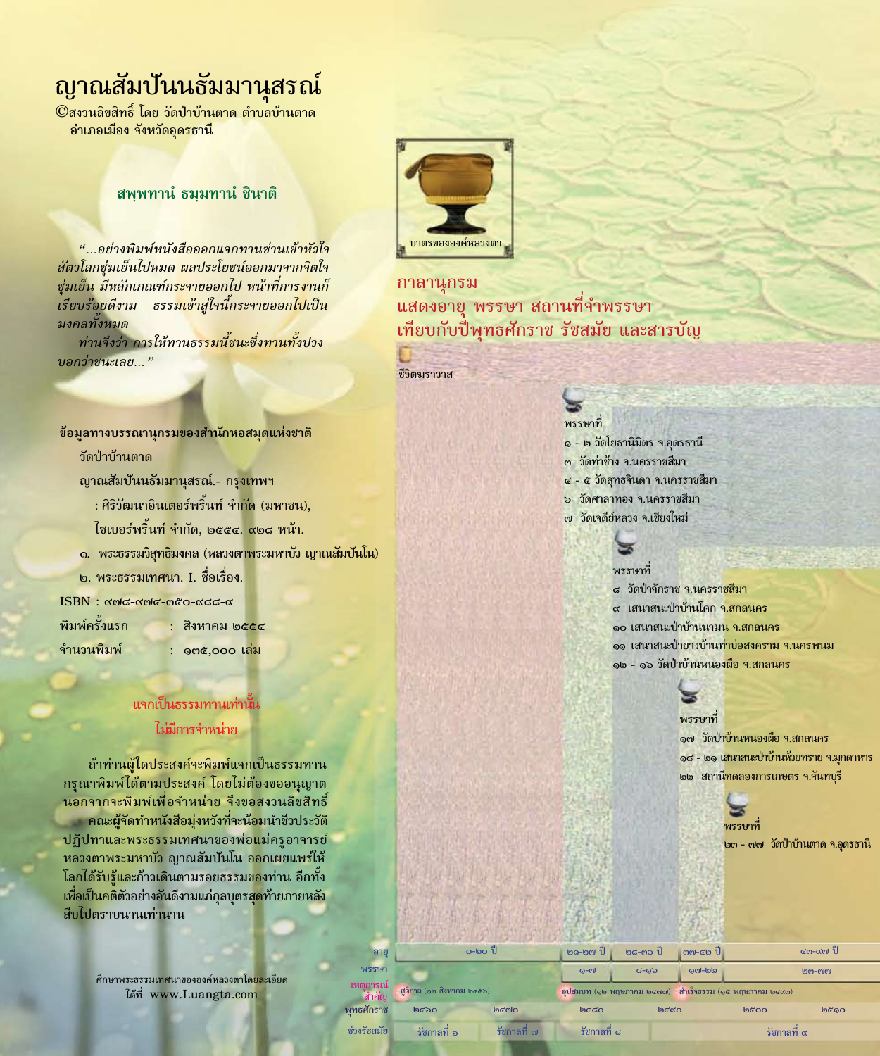# ญาณสัมปันนธัมมานุสรณ์

©สงวนลิขสิทธิ์ โดย วัดป่าบ้านตาด ตำบลบ้านตาด อำเภอเมือง จังหวัดอุดรธานี

### สพฺพทานํ ธมฺมทานํ ชินาติ

*"...อย่างพิมพ์หนังสือออกแจกทานซ่านเข้าหัวใจสัตวโลกชุ่มเย็นไปหมด ผลประโยชน์ออกมาจากจิตใจชุ่มเย็น มีหลักเกณฑ์กระจายออกไป หน้าที่การงานก็เรียบร้อยดีงาม ธรรมเข้าสู่ใจนี้กระจายออกไปเป็นมงคลทั้งหมด*

*ท่านจึงว่า การให้ทานธรรมนี้ชนะซึ่งทานทั้งปวง บอกว่าชนะเลย..."*

**ข้อมูลทางบรรณานุกรมของสำนักหอสมุดแห่งชาติ**

วัดป่าบ้านตาด

ญาณสัมปันนธัมมานุสรณ์.- กรุงเทพฯ

: ศิริวัฒนาอินเตอร์พริ้นท์ จำกัด (มหาชน),

ไซเบอร์พริ้นท์ จำกัด, ๒๕๕๔. ๙๒๘ หน้า.

๑. พระธรรมวิสุทธิมงคล (หลวงตาพระมหาบัว ญาณสัมปันโน)

๒. พระธรรมเทศนา. I. ชื่อเรื่อง.

ISBN : ๙๗๘-๙๗๔-๓๕๐-๘๘๘-๙

พิมพ์ครั้งแรก : สิงหาคม ๒๕๕๔

จำนวนพิมพ์ : ๑๓๕,๐๐๐ เล่ม

**แจกเป็นธรรมทานเท่านั้น**

**ไม่มีการจำหน่าย**

ถ้าท่านผู้ใดประสงค์จะพิมพ์แจกเป็นธรรมทาน กรุณาพิมพ์ได้ตามประสงค์ โดยไม่ต้องขออนุญาต นอกจากจะพิมพ์เพื่อจำหน่าย จึงขอสงวนลิขสิทธิ์

คณะผู้จัดทำหนังสือมุ่งหวังที่จะน้อมนำชีวประวัติ ปฏิปทาและพระธรรมเทศนาของพ่อแม่ครูอาจารย์หลวงตาพระมหาบัว ญาณสัมปันโน ออกเผยแพร่ให้โลกได้รับรู้และก้าวเดินตามรอยธรรมของท่าน อีกทั้งเพื่อเป็นคติตัวอย่างอันดีงามแก่กุลบุตรสุดท้ายภายหลังสืบไปตราบนานเท่านาน

ศึกษาพระธรรมเทศนาขององค์หลวงตาโดยละเอียด ได้ที่ www.Luangta.com

บาตรขององค์หลวงตา

## กาลานุกรม
## แสดงอายุ พรรษา สถานที่จำพรรษา เทียบกับปีพุทธศักราช รัชสมัย และสารบัญ

ชีวิตฆราวาส

พรรษาที่
- ๑ - ๒ วัดโยธานิมิตร จ.อุดรธานี
- ๓ วัดท่าช้าง จ.นครราชสีมา
- ๔ - ๕ วัดสุทธจินดา จ.นครราชสีมา
- ๖ วัดศาลาทอง จ.นครราชสีมา
- ๗ วัดเจดีย์หลวง จ.เชียงใหม่

พรรษาที่
- ๘ วัดป่าจักราช จ.นครราชสีมา
- ๙ เสนาสนะป่าบ้านโคก จ.สกลนคร
- ๑๐ เสนาสนะป่าบ้านนามน จ.สกลนคร
- ๑๑ เสนาสนะป่ายางบ้านท่าบ่อสงคราม จ.นครพนม
- ๑๒ - ๑๖ วัดป่าบ้านหนองผือ จ.สกลนคร

พรรษาที่
- ๑๗ วัดป่าบ้านหนองผือ จ.สกลนคร
- ๑๘ - ๒๑ เสนาสนะป่าบ้านห้วยทราย จ.มุกดาหาร
- ๒๒ สถานีทดลองการเกษตร จ.จันทบุรี

พรรษาที่
- ๒๓ - ๗๗ วัดป่าบ้านตาด จ.อุดรธานี

| อายุ | ๐-๒๐ ปี | ๒๑-๒๗ ปี | ๒๘-๓๖ ปี | ๓๗-๔๒ ปี | ๔๓-๙๗ ปี |
|---|---|---|---|---|---|
| พรรษา | | ๑-๗ | ๘-๑๖ | ๑๗-๒๒ | ๒๓-๗๗ |

เหตุการณ์สำคัญ: สูติกาล (๑๒ สิงหาคม ๒๔๕๖), อุปสมบท (๑๒ พฤษภาคม ๒๔๗๗), สำเร็จธรรม (๑๕ พฤษภาคม ๒๔๙๓)

พุทธศักราช: ๒๔๖๐, ๒๔๗๐, ๒๔๘๐, ๒๔๙๐, ๒๕๐๐, ๒๕๑๐

ช่วงรัชสมัย: รัชกาลที่ ๖, รัชกาลที่ ๗, รัชกาลที่ ๘, รัชกาลที่ ๙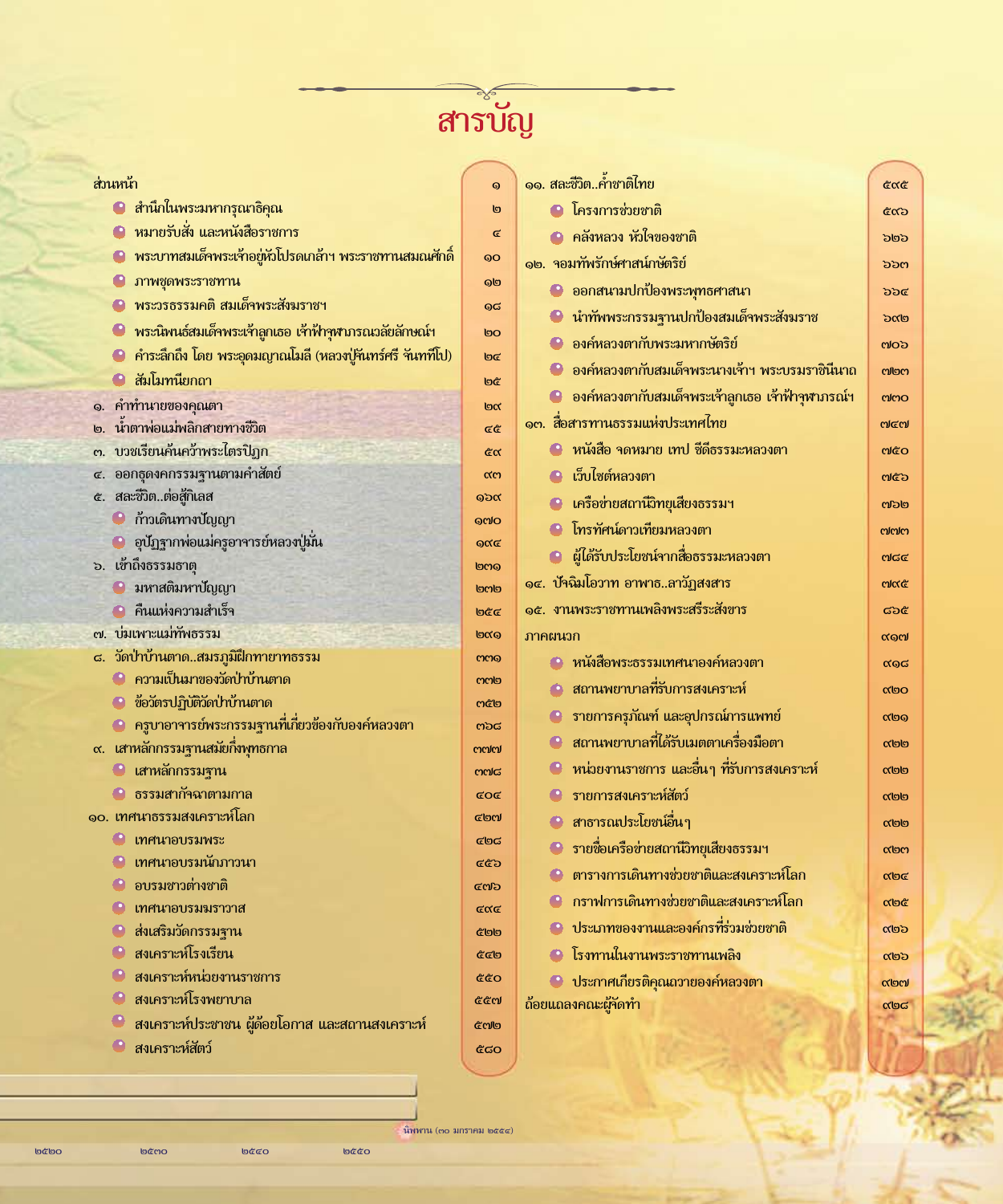# สารบัญ

ส่วนหน้า ๑
- สำนึกในพระมหากรุณาธิคุณ ๒
- หมายรับสั่ง และหนังสือราชการ ๔
- พระบาทสมเด็จพระเจ้าอยู่หัวโปรดเกล้าฯ พระราชทานสมณศักดิ์ ๑๐
- ภาพชุดพระราชทาน ๑๒
- พระวรธรรมคติ สมเด็จพระสังฆราชฯ ๑๘
- พระนิพนธ์สมเด็จพระเจ้าลูกเธอ เจ้าฟ้าจุฬาภรณวลัยลักษณ์ฯ ๒๐
- คำระลึกถึง โดย พระอุดมญาณโมลี (หลวงปู่จันทร์ศรี จันททีโป) ๒๔
- สัมโมทนียกถา ๒๕

๑. คำทำนายของคุณตา ๒๙
๒. น้ำตาพ่อแม่พลิกสายทางชีวิต ๔๕
๓. บวชเรียนค้นคว้าพระไตรปิฎก ๕๙
๔. ออกธุดงคกรรมฐานตามคำสัตย์ ๙๓
๕. สละชีวิต..ต่อสู้กิเลส ๑๖๙
- ก้าวเดินทางปัญญา ๑๗๐
- อุปัฏฐากพ่อแม่ครูอาจารย์หลวงปู่มั่น ๑๙๔

๖. เข้าถึงธรรมธาตุ ๒๓๑
- มหาสติมหาปัญญา ๒๓๒
- คืนแห่งความสำเร็จ ๒๕๔

๗. บ่มเพาะแม่ทัพธรรม ๒๙๑
๘. วัดป่าบ้านตาด..สมรภูมิฝึกทายาทธรรม ๓๓๑
- ความเป็นมาของวัดป่าบ้านตาด ๓๓๒
- ข้อวัตรปฏิบัติวัดป่าบ้านตาด ๓๕๒
- ครูบาอาจารย์พระกรรมฐานที่เกี่ยวข้องกับองค์หลวงตา ๓๖๘

๙. เสาหลักกรรมฐานสมัยกึ่งพุทธกาล ๓๗๗
- เสาหลักกรรมฐาน ๓๗๘
- ธรรมสากัจฉาตามกาล ๔๐๔

๑๐. เทศนาธรรมสงเคราะห์โลก ๔๒๗
- เทศนาอบรมพระ ๔๒๘
- เทศนาอบรมนักภาวนา ๔๕๖
- อบรมชาวต่างชาติ ๔๗๖
- เทศนาอบรมฆราวาส ๔๙๔
- ส่งเสริมวัดกรรมฐาน ๕๒๒
- สงเคราะห์โรงเรียน ๕๔๒
- สงเคราะห์หน่วยงานราชการ ๕๕๐
- สงเคราะห์โรงพยาบาล ๕๕๗
- สงเคราะห์ประชาชน ผู้ด้อยโอกาส และสถานสงเคราะห์ ๕๗๒
- สงเคราะห์สัตว์ ๕๘๐

๑๑. สละชีวิต..ค้ำชาติไทย ๕๙๕
- โครงการช่วยชาติ ๕๙๖
- คลังหลวง หัวใจของชาติ ๖๒๖

๑๒. จอมทัพรักษ์ศาสน์กษัตริย์ ๖๖๓
- ออกสนามปกป้องพระพุทธศาสนา ๖๖๔
- นำทัพพระกรรมฐานปกป้องสมเด็จพระสังฆราช ๖๙๒
- องค์หลวงตากับพระมหากษัตริย์ ๗๐๖
- องค์หลวงตากับสมเด็จพระนางเจ้าฯ พระบรมราชินีนาถ ๗๒๓
- องค์หลวงตากับสมเด็จพระเจ้าลูกเธอ เจ้าฟ้าจุฬาภรณ์ฯ ๗๓๐

๑๓. สื่อสารทานธรรมแห่งประเทศไทย ๗๔๗
- หนังสือ จดหมาย เทป ซีดีธรรมะหลวงตา ๗๕๐
- เว็บไซต์หลวงตา ๗๕๖
- เครือข่ายสถานีวิทยุเสียงธรรมฯ ๗๖๒
- โทรทัศน์ดาวเทียมหลวงตา ๗๗๓
- ผู้ได้รับประโยชน์จากสื่อธรรมะหลวงตา ๗๘๔

๑๔. ปัจฉิมโอวาท อาพาธ..ลาวัฏสงสาร ๗๙๕
๑๕. งานพระราชทานเพลิงพระสรีระสังขาร ๘๖๕

ภาคผนวก ๙๑๗
- หนังสือพระธรรมเทศนาองค์หลวงตา ๙๑๘
- สถานพยาบาลที่รับการสงเคราะห์ ๙๒๐
- รายการครุภัณฑ์ และอุปกรณ์การแพทย์ ๙๒๑
- สถานพยาบาลที่ได้รับเมตตาเครื่องมือตา ๙๒๒
- หน่วยงานราชการ และอื่นๆ ที่รับการสงเคราะห์ ๙๒๒
- รายการสงเคราะห์สัตว์ ๙๒๒
- สาธารณประโยชน์อื่นๆ ๙๒๒
- รายชื่อเครือข่ายสถานีวิทยุเสียงธรรมฯ ๙๒๓
- ตารางการเดินทางช่วยชาติและสงเคราะห์โลก ๙๒๔
- กราฟการเดินทางช่วยชาติและสงเคราะห์โลก ๙๒๕
- ประเภทของงานและองค์กรที่ร่วมช่วยชาติ ๙๒๖
- โรงทานในงานพระราชทานเพลิง ๙๒๖
- ประกาศเกียรติคุณถวายองค์หลวงตา ๙๒๗

ถ้อยแถลงคณะผู้จัดทำ ๙๒๘

นิพพาน (๓๐ มกราคม ๒๕๕๔)

๒๕๒๐ ๒๕๓๐ ๒๕๔๐ ๒๕๕๐